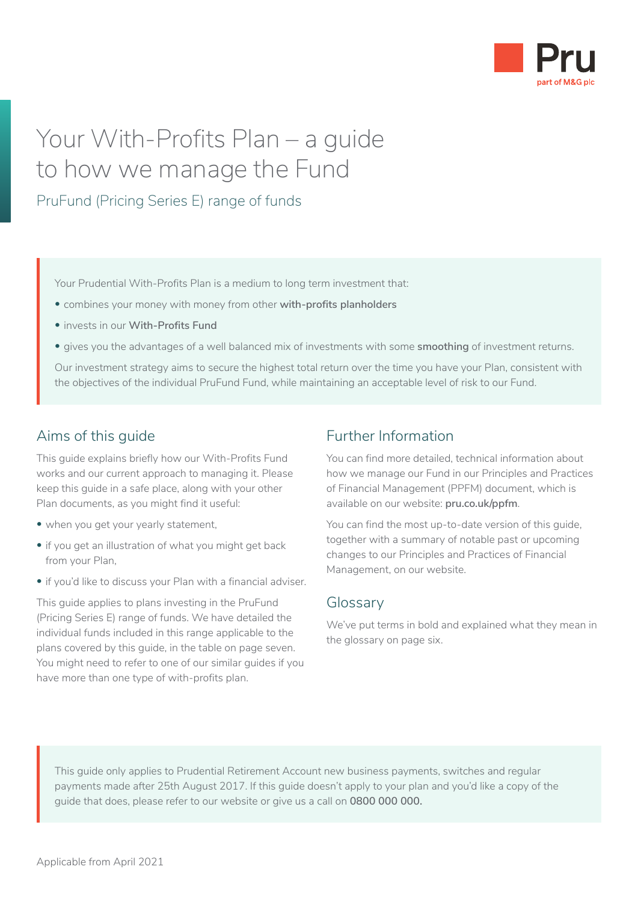# Your With-Profits Plan – a guide to how we manage the Fund

PruFund (Pricing Series E) range of funds

Your Prudential With-Profits Plan is a medium to long term investment that:

- combines your money with money from other **with-profits planholders**
- invests in our **With-Profits Fund**
- gives you the advantages of a well balanced mix of investments with some **smoothing** of investment returns.

Our investment strategy aims to secure the highest total return over the time you have your Plan, consistent with the objectives of the individual PruFund Fund, while maintaining an acceptable level of risk to our Fund.

## Aims of this guide

This guide explains briefly how our With-Profits Fund works and our current approach to managing it. Please keep this guide in a safe place, along with your other Plan documents, as you might find it useful:

- when you get your yearly statement,
- if you get an illustration of what you might get back from your Plan,
- if you'd like to discuss your Plan with a financial adviser.

This guide applies to plans investing in the PruFund (Pricing Series E) range of funds. We have detailed the individual funds included in this range applicable to the plans covered by this guide, in the table on page seven. You might need to refer to one of our similar guides if you have more than one type of with-profits plan.

## Further Information

You can find more detailed, technical information about how we manage our Fund in our Principles and Practices of Financial Management (PPFM) document, which is available on our website: **pru.co.uk/ppfm**.

You can find the most up-to-date version of this guide, together with a summary of notable past or upcoming changes to our Principles and Practices of Financial Management, on our website.

## Glossary

We've put terms in bold and explained what they mean in the glossary on page six.

This guide only applies to Prudential Retirement Account new business payments, switches and regular payments made after 25th August 2017. If this guide doesn't apply to your plan and you'd like a copy of the guide that does, please refer to our website or give us a call on **0800 000 000.**

Applicable from April 2021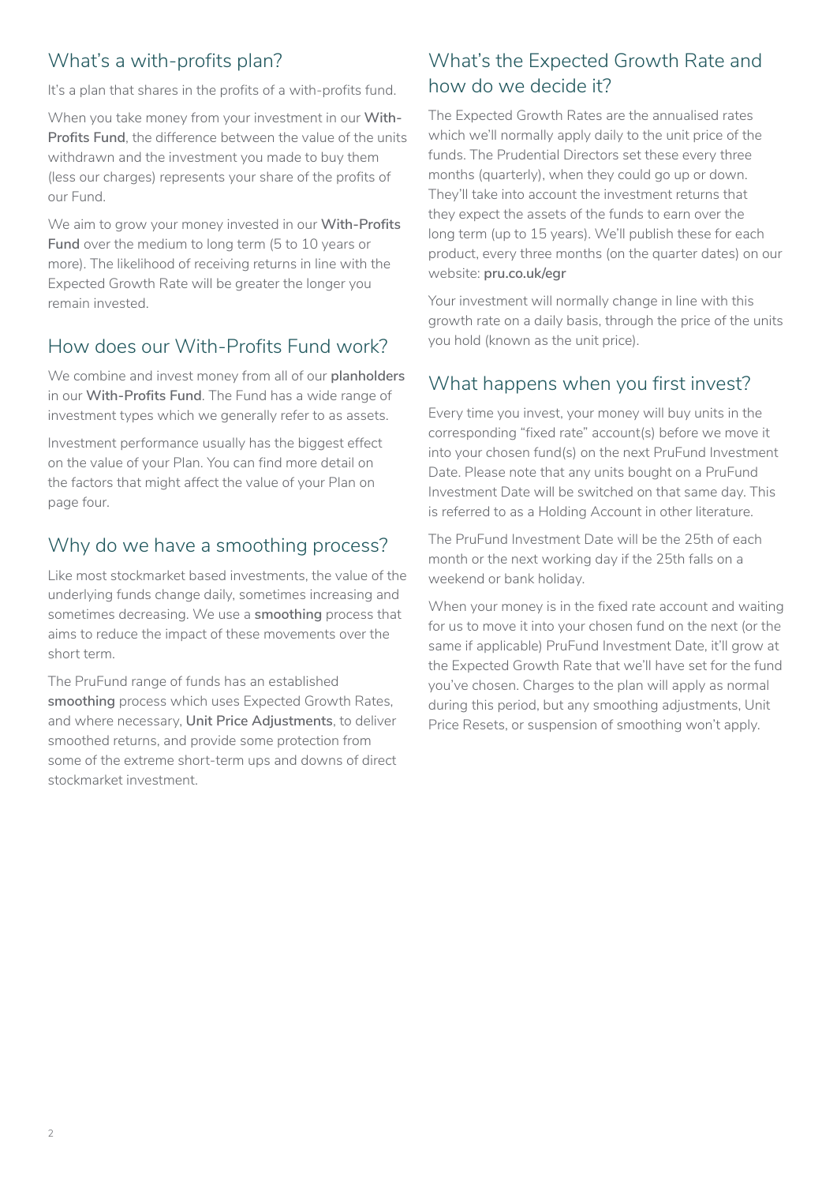## What's a with-profits plan?

It's a plan that shares in the profits of a with-profits fund.

When you take money from your investment in our **With-Profits Fund**, the difference between the value of the units withdrawn and the investment you made to buy them (less our charges) represents your share of the profits of our Fund.

We aim to grow your money invested in our **With-Profits Fund** over the medium to long term (5 to 10 years or more). The likelihood of receiving returns in line with the Expected Growth Rate will be greater the longer you remain invested.

## How does our With-Profits Fund work?

We combine and invest money from all of our **planholders** in our **With-Profits Fund**. The Fund has a wide range of investment types which we generally refer to as assets.

Investment performance usually has the biggest effect on the value of your Plan. You can find more detail on the factors that might affect the value of your Plan on page four.

## Why do we have a smoothing process?

Like most stockmarket based investments, the value of the underlying funds change daily, sometimes increasing and sometimes decreasing. We use a **smoothing** process that aims to reduce the impact of these movements over the short term.

The PruFund range of funds has an established **smoothing** process which uses Expected Growth Rates, and where necessary, **Unit Price Adjustments**, to deliver smoothed returns, and provide some protection from some of the extreme short-term ups and downs of direct stockmarket investment.

## What's the Expected Growth Rate and how do we decide it?

The Expected Growth Rates are the annualised rates which we'll normally apply daily to the unit price of the funds. The Prudential Directors set these every three months (quarterly), when they could go up or down. They'll take into account the investment returns that they expect the assets of the funds to earn over the long term (up to 15 years). We'll publish these for each product, every three months (on the quarter dates) on our website: **pru.co.uk/egr**

Your investment will normally change in line with this growth rate on a daily basis, through the price of the units you hold (known as the unit price).

## What happens when you first invest?

Every time you invest, your money will buy units in the corresponding "fixed rate" account(s) before we move it into your chosen fund(s) on the next PruFund Investment Date. Please note that any units bought on a PruFund Investment Date will be switched on that same day. This is referred to as a Holding Account in other literature.

The PruFund Investment Date will be the 25th of each month or the next working day if the 25th falls on a weekend or bank holiday.

When your money is in the fixed rate account and waiting for us to move it into your chosen fund on the next (or the same if applicable) PruFund Investment Date, it'll grow at the Expected Growth Rate that we'll have set for the fund you've chosen. Charges to the plan will apply as normal during this period, but any smoothing adjustments, Unit Price Resets, or suspension of smoothing won't apply.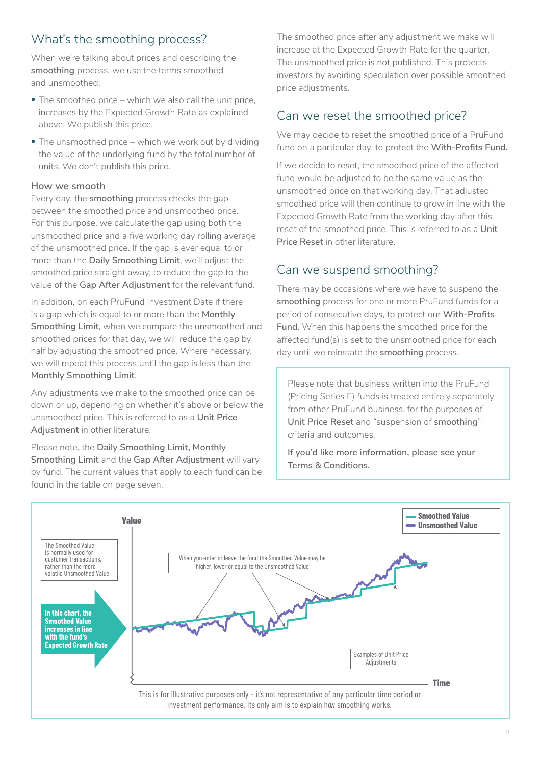## What's the smoothing process?

When we're talking about prices and describing the **smoothing** process, we use the terms smoothed and unsmoothed:

- The smoothed price – which we also call the unit price, increases by the Expected Growth Rate as explained above. We publish this price.
- The unsmoothed price – which we work out by dividing the value of the underlying fund by the total number of units. We don't publish this price.

### How we smooth

Every day, the **smoothing** process checks the gap between the smoothed price and unsmoothed price. For this purpose, we calculate the gap using both the unsmoothed price and a five working day rolling average of the unsmoothed price. If the gap is ever equal to or more than the **Daily Smoothing Limit**, we'll adjust the smoothed price straight away, to reduce the gap to the value of the **Gap After Adjustment** for the relevant fund.

In addition, on each PruFund Investment Date if there is a gap which is equal to or more than the **Monthly Smoothing Limit**, when we compare the unsmoothed and smoothed prices for that day, we will reduce the gap by half by adjusting the smoothed price. Where necessary, we will repeat this process until the gap is less than the **Monthly Smoothing Limit**.

Any adjustments we make to the smoothed price can be down or up, depending on whether it's above or below the unsmoothed price. This is referred to as a **Unit Price Adjustment** in other literature.

Please note, the **Daily Smoothing Limit, Monthly Smoothing Limit** and the **Gap After Adjustment** will vary by fund. The current values that apply to each fund can be found in the table on page seven.

The smoothed price after any adjustment we make will increase at the Expected Growth Rate for the quarter. The unsmoothed price is not published. This protects investors by avoiding speculation over possible smoothed price adjustments.

## Can we reset the smoothed price?

We may decide to reset the smoothed price of a PruFund fund on a particular day, to protect the **With-Profits Fund.**

If we decide to reset, the smoothed price of the affected fund would be adjusted to be the same value as the unsmoothed price on that working day. That adjusted smoothed price will then continue to grow in line with the Expected Growth Rate from the working day after this reset of the smoothed price. This is referred to as a **Unit Price Reset** in other literature.

## Can we suspend smoothing?

There may be occasions where we have to suspend the **smoothing** process for one or more PruFund funds for a period of consecutive days, to protect our **With-Profits Fund**. When this happens the smoothed price for the affected fund(s) is set to the unsmoothed price for each day until we reinstate the **smoothing** process.

> Please note that business written into the PruFund (Pricing Series E) funds is treated entirely separately from other PruFund business, for the purposes of **Unit Price Reset** and "suspension of **smoothing**" criteria and outcomes.
>
> **If you'd like more information, please see your Terms & Conditions.**

**Value**

**Smoothed Value**
**Unsmoothed Value**

The Smoothed Value is normally used for customer transactions, rather than the more volatile Unsmoothed Value

**In this chart, the Smoothed Value increases in line with the fund's Expected Growth Rate**

When you enter or leave the fund the Smoothed Value may be higher, lower or equal to the Unsmoothed Value

Examples of Unit Price Adjustments

**Time**

This is for illustrative purposes only – it's not representative of any particular time period or investment performance. Its only aim is to explain how smoothing works.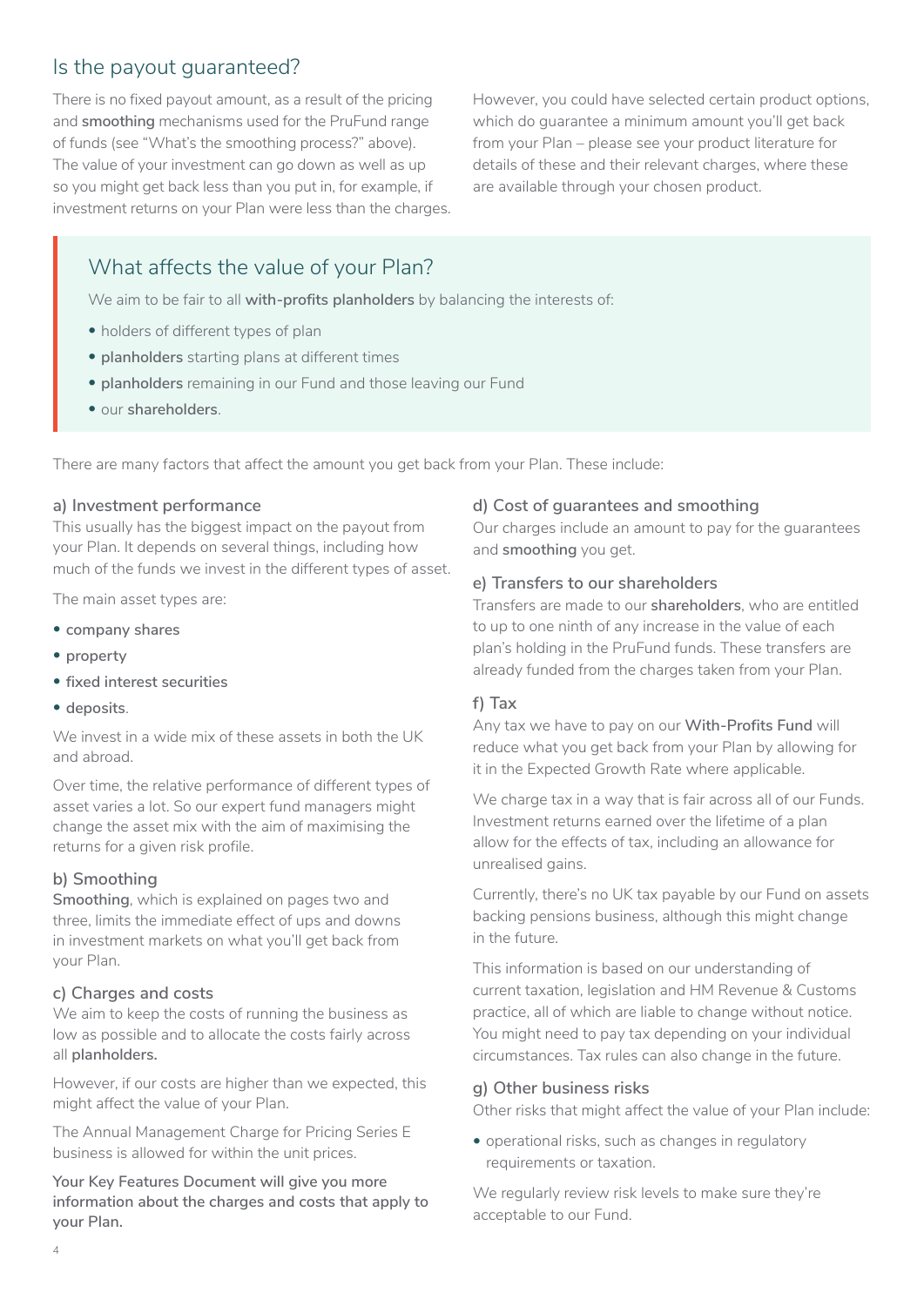## Is the payout guaranteed?

There is no fixed payout amount, as a result of the pricing and **smoothing** mechanisms used for the PruFund range of funds (see "What's the smoothing process?" above). The value of your investment can go down as well as up so you might get back less than you put in, for example, if investment returns on your Plan were less than the charges.

However, you could have selected certain product options, which do guarantee a minimum amount you'll get back from your Plan – please see your product literature for details of these and their relevant charges, where these are available through your chosen product.

## What affects the value of your Plan?

We aim to be fair to all **with-profits planholders** by balancing the interests of:

- holders of different types of plan
- **planholders** starting plans at different times
- **planholders** remaining in our Fund and those leaving our Fund
- our **shareholders**.

There are many factors that affect the amount you get back from your Plan. These include:

### a) Investment performance

This usually has the biggest impact on the payout from your Plan. It depends on several things, including how much of the funds we invest in the different types of asset.

The main asset types are:

- **company shares**
- **property**
- **fixed interest securities**
- **deposits**.

We invest in a wide mix of these assets in both the UK and abroad.

Over time, the relative performance of different types of asset varies a lot. So our expert fund managers might change the asset mix with the aim of maximising the returns for a given risk profile.

### b) Smoothing

**Smoothing**, which is explained on pages two and three, limits the immediate effect of ups and downs in investment markets on what you'll get back from your Plan.

### c) Charges and costs

We aim to keep the costs of running the business as low as possible and to allocate the costs fairly across all **planholders.**

However, if our costs are higher than we expected, this might affect the value of your Plan.

The Annual Management Charge for Pricing Series E business is allowed for within the unit prices.

**Your Key Features Document will give you more information about the charges and costs that apply to your Plan.**

### d) Cost of guarantees and smoothing

Our charges include an amount to pay for the guarantees and **smoothing** you get.

### e) Transfers to our shareholders

Transfers are made to our **shareholders**, who are entitled to up to one ninth of any increase in the value of each plan's holding in the PruFund funds. These transfers are already funded from the charges taken from your Plan.

### f) Tax

Any tax we have to pay on our **With-Profits Fund** will reduce what you get back from your Plan by allowing for it in the Expected Growth Rate where applicable.

We charge tax in a way that is fair across all of our Funds. Investment returns earned over the lifetime of a plan allow for the effects of tax, including an allowance for unrealised gains.

Currently, there's no UK tax payable by our Fund on assets backing pensions business, although this might change in the future.

This information is based on our understanding of current taxation, legislation and HM Revenue & Customs practice, all of which are liable to change without notice. You might need to pay tax depending on your individual circumstances. Tax rules can also change in the future.

### g) Other business risks

Other risks that might affect the value of your Plan include:

- operational risks, such as changes in regulatory requirements or taxation.

We regularly review risk levels to make sure they're acceptable to our Fund.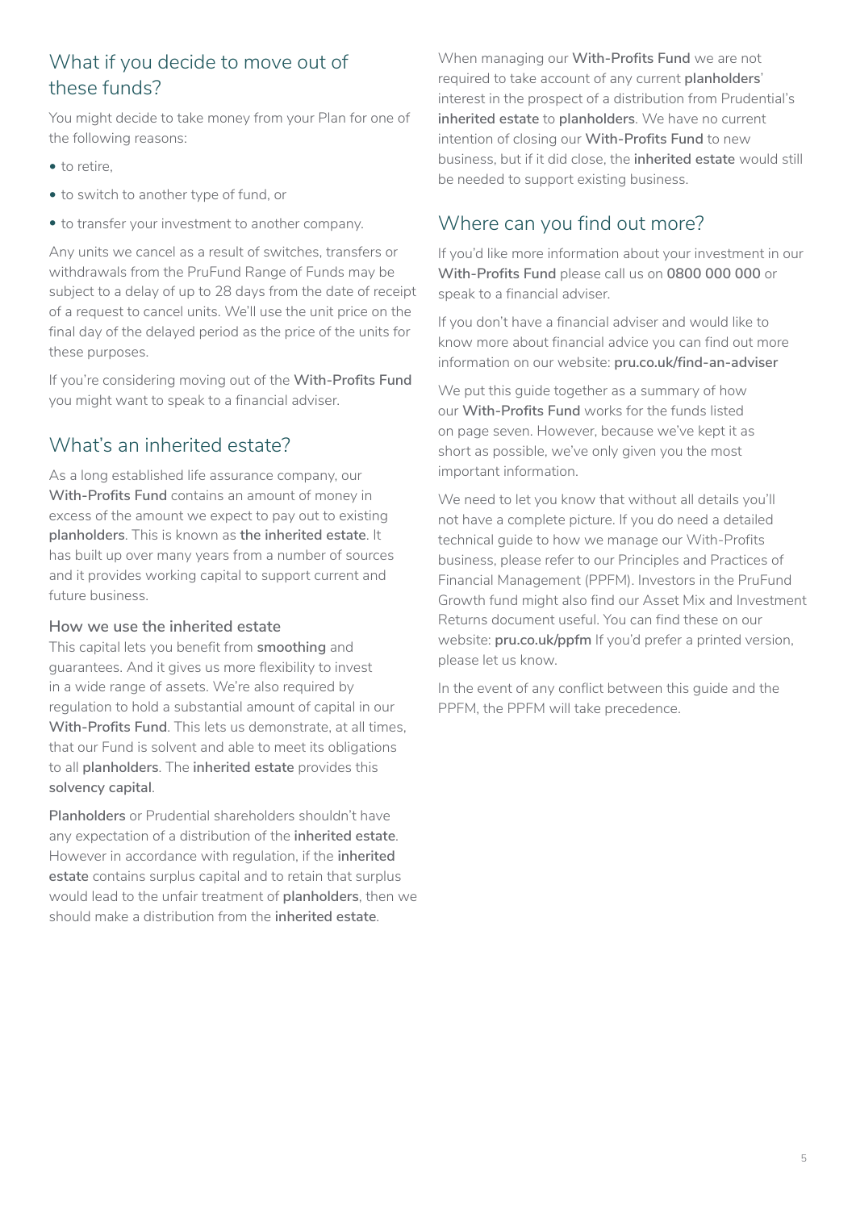## What if you decide to move out of these funds?

You might decide to take money from your Plan for one of the following reasons:

- to retire,
- to switch to another type of fund, or
- to transfer your investment to another company.

Any units we cancel as a result of switches, transfers or withdrawals from the PruFund Range of Funds may be subject to a delay of up to 28 days from the date of receipt of a request to cancel units. We'll use the unit price on the final day of the delayed period as the price of the units for these purposes.

If you're considering moving out of the **With-Profits Fund** you might want to speak to a financial adviser.

## What's an inherited estate?

As a long established life assurance company, our **With-Profits Fund** contains an amount of money in excess of the amount we expect to pay out to existing **planholders**. This is known as **the inherited estate**. It has built up over many years from a number of sources and it provides working capital to support current and future business.

### How we use the inherited estate

This capital lets you benefit from **smoothing** and guarantees. And it gives us more flexibility to invest in a wide range of assets. We're also required by regulation to hold a substantial amount of capital in our **With-Profits Fund**. This lets us demonstrate, at all times, that our Fund is solvent and able to meet its obligations to all **planholders**. The **inherited estate** provides this **solvency capital**.

**Planholders** or Prudential shareholders shouldn't have any expectation of a distribution of the **inherited estate**. However in accordance with regulation, if the **inherited estate** contains surplus capital and to retain that surplus would lead to the unfair treatment of **planholders**, then we should make a distribution from the **inherited estate**.

When managing our **With-Profits Fund** we are not required to take account of any current **planholders**' interest in the prospect of a distribution from Prudential's **inherited estate** to **planholders**. We have no current intention of closing our **With-Profits Fund** to new business, but if it did close, the **inherited estate** would still be needed to support existing business.

## Where can you find out more?

If you'd like more information about your investment in our **With-Profits Fund** please call us on **0800 000 000** or speak to a financial adviser.

If you don't have a financial adviser and would like to know more about financial advice you can find out more information on our website: **pru.co.uk/find-an-adviser**

We put this guide together as a summary of how our **With-Profits Fund** works for the funds listed on page seven. However, because we've kept it as short as possible, we've only given you the most important information.

We need to let you know that without all details you'll not have a complete picture. If you do need a detailed technical guide to how we manage our With-Profits business, please refer to our Principles and Practices of Financial Management (PPFM). Investors in the PruFund Growth fund might also find our Asset Mix and Investment Returns document useful. You can find these on our website: **pru.co.uk/ppfm** If you'd prefer a printed version, please let us know.

In the event of any conflict between this guide and the PPFM, the PPFM will take precedence.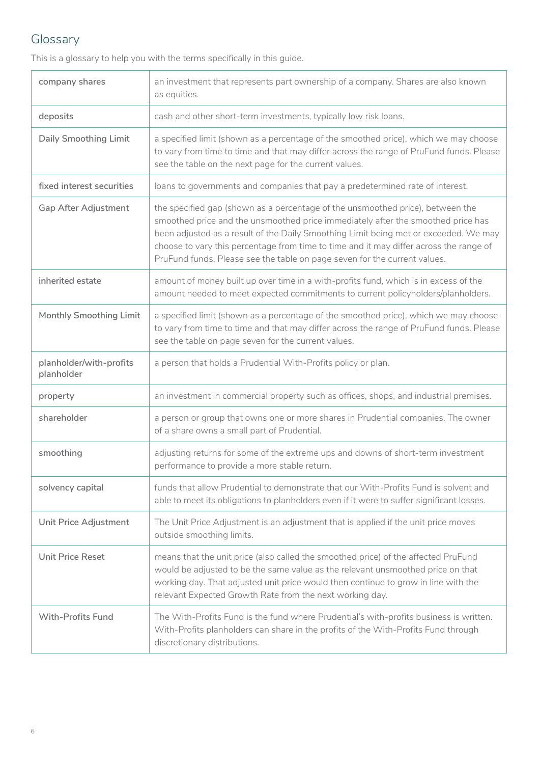## Glossary

This is a glossary to help you with the terms specifically in this guide.

| | |
|---|---|
| company shares | an investment that represents part ownership of a company. Shares are also known as equities. |
| deposits | cash and other short-term investments, typically low risk loans. |
| Daily Smoothing Limit | a specified limit (shown as a percentage of the smoothed price), which we may choose to vary from time to time and that may differ across the range of PruFund funds. Please see the table on the next page for the current values. |
| fixed interest securities | loans to governments and companies that pay a predetermined rate of interest. |
| Gap After Adjustment | the specified gap (shown as a percentage of the unsmoothed price), between the smoothed price and the unsmoothed price immediately after the smoothed price has been adjusted as a result of the Daily Smoothing Limit being met or exceeded. We may choose to vary this percentage from time to time and it may differ across the range of PruFund funds. Please see the table on page seven for the current values. |
| inherited estate | amount of money built up over time in a with-profits fund, which is in excess of the amount needed to meet expected commitments to current policyholders/planholders. |
| Monthly Smoothing Limit | a specified limit (shown as a percentage of the smoothed price), which we may choose to vary from time to time and that may differ across the range of PruFund funds. Please see the table on page seven for the current values. |
| planholder/with-profits planholder | a person that holds a Prudential With-Profits policy or plan. |
| property | an investment in commercial property such as offices, shops, and industrial premises. |
| shareholder | a person or group that owns one or more shares in Prudential companies. The owner of a share owns a small part of Prudential. |
| smoothing | adjusting returns for some of the extreme ups and downs of short-term investment performance to provide a more stable return. |
| solvency capital | funds that allow Prudential to demonstrate that our With-Profits Fund is solvent and able to meet its obligations to planholders even if it were to suffer significant losses. |
| Unit Price Adjustment | The Unit Price Adjustment is an adjustment that is applied if the unit price moves outside smoothing limits. |
| Unit Price Reset | means that the unit price (also called the smoothed price) of the affected PruFund would be adjusted to be the same value as the relevant unsmoothed price on that working day. That adjusted unit price would then continue to grow in line with the relevant Expected Growth Rate from the next working day. |
| With-Profits Fund | The With-Profits Fund is the fund where Prudential's with-profits business is written. With-Profits planholders can share in the profits of the With-Profits Fund through discretionary distributions. |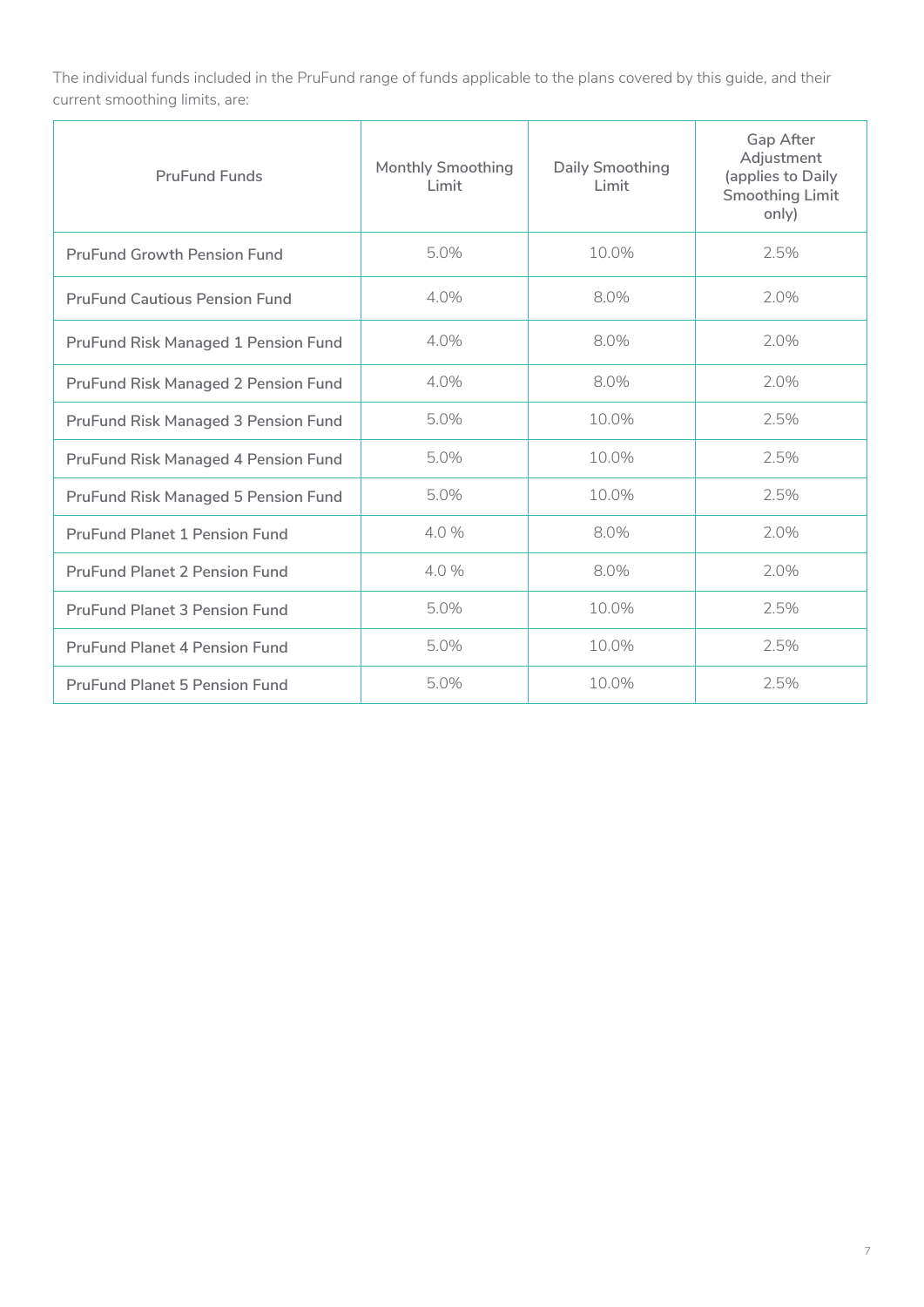The individual funds included in the PruFund range of funds applicable to the plans covered by this guide, and their current smoothing limits, are:

| PruFund Funds | Monthly Smoothing Limit | Daily Smoothing Limit | Gap After Adjustment (applies to Daily Smoothing Limit only) |
|---|---|---|---|
| PruFund Growth Pension Fund | 5.0% | 10.0% | 2.5% |
| PruFund Cautious Pension Fund | 4.0% | 8.0% | 2.0% |
| PruFund Risk Managed 1 Pension Fund | 4.0% | 8.0% | 2.0% |
| PruFund Risk Managed 2 Pension Fund | 4.0% | 8.0% | 2.0% |
| PruFund Risk Managed 3 Pension Fund | 5.0% | 10.0% | 2.5% |
| PruFund Risk Managed 4 Pension Fund | 5.0% | 10.0% | 2.5% |
| PruFund Risk Managed 5 Pension Fund | 5.0% | 10.0% | 2.5% |
| PruFund Planet 1 Pension Fund | 4.0 % | 8.0% | 2.0% |
| PruFund Planet 2 Pension Fund | 4.0 % | 8.0% | 2.0% |
| PruFund Planet 3 Pension Fund | 5.0% | 10.0% | 2.5% |
| PruFund Planet 4 Pension Fund | 5.0% | 10.0% | 2.5% |
| PruFund Planet 5 Pension Fund | 5.0% | 10.0% | 2.5% |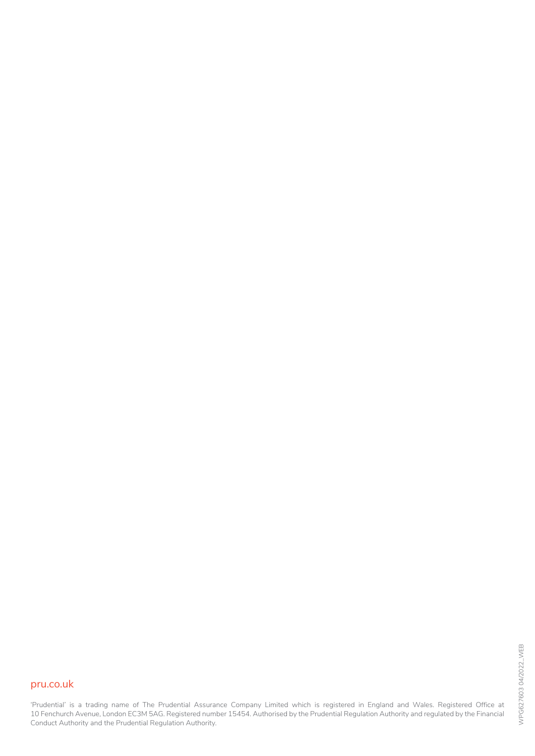pru.co.uk

'Prudential' is a trading name of The Prudential Assurance Company Limited which is registered in England and Wales. Registered Office at 10 Fenchurch Avenue, London EC3M 5AG. Registered number 15454. Authorised by the Prudential Regulation Authority and regulated by the Financial Conduct Authority and the Prudential Regulation Authority.

WPG627603 04/2022_WEB